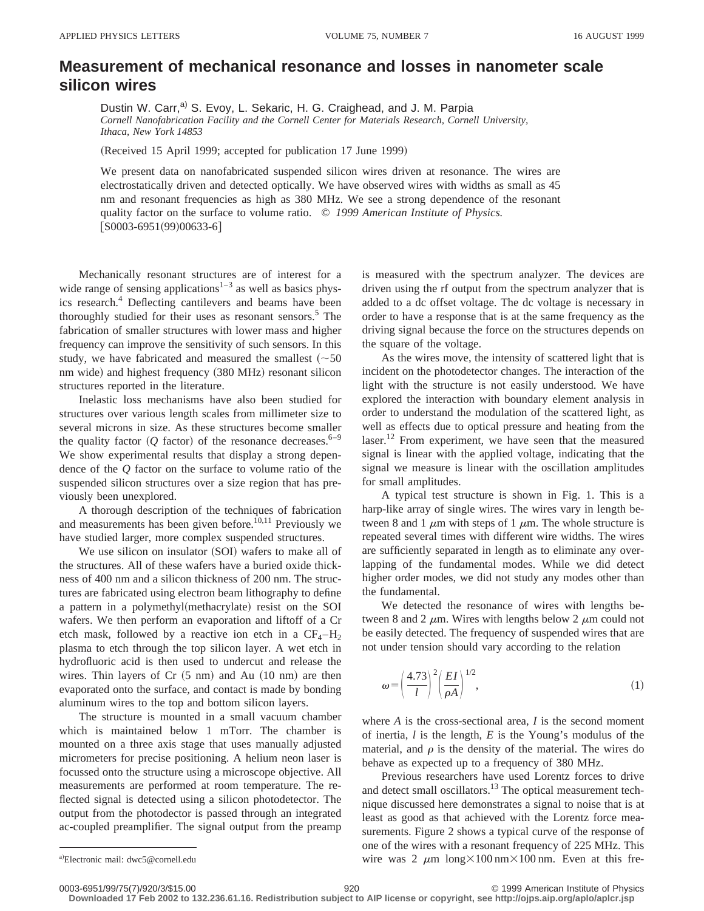# Measurement of mechanical resonance and losses in nanometer scale silicon wires

Dustin W. Carr,[a] S. Evoy, L. Sekaric, H. G. Craighead, and J. M. Parpia

*Cornell Nanofabrication Facility and the Cornell Center for Materials Research, Cornell University, Ithaca, New York 14853*

(Received 15 April 1999; accepted for publication 17 June 1999)

We present data on nanofabricated suspended silicon wires driven at resonance. The wires are electrostatically driven and detected optically. We have observed wires with widths as small as 45 nm and resonant frequencies as high as 380 MHz. We see a strong dependence of the resonant quality factor on the surface to volume ratio. © *1999 American Institute of Physics.* [S0003-6951(99)00633-6]

Mechanically resonant structures are of interest for a wide range of sensing applications[1–3] as well as basics physics research.[4] Deflecting cantilevers and beams have been thoroughly studied for their uses as resonant sensors.[5] The fabrication of smaller structures with lower mass and higher frequency can improve the sensitivity of such sensors. In this study, we have fabricated and measured the smallest (~50 nm wide) and highest frequency (380 MHz) resonant silicon structures reported in the literature.

Inelastic loss mechanisms have also been studied for structures over various length scales from millimeter size to several microns in size. As these structures become smaller the quality factor (*Q* factor) of the resonance decreases.[6–9] We show experimental results that display a strong dependence of the *Q* factor on the surface to volume ratio of the suspended silicon structures over a size region that has previously been unexplored.

A thorough description of the techniques of fabrication and measurements has been given before.[10,11] Previously we have studied larger, more complex suspended structures.

We use silicon on insulator (SOI) wafers to make all of the structures. All of these wafers have a buried oxide thickness of 400 nm and a silicon thickness of 200 nm. The structures are fabricated using electron beam lithography to define a pattern in a polymethyl(methacrylate) resist on the SOI wafers. We then perform an evaporation and liftoff of a Cr etch mask, followed by a reactive ion etch in a $CF_4$–$H_2$ plasma to etch through the top silicon layer. A wet etch in hydrofluoric acid is then used to undercut and release the wires. Thin layers of Cr (5 nm) and Au (10 nm) are then evaporated onto the surface, and contact is made by bonding aluminum wires to the top and bottom silicon layers.

The structure is mounted in a small vacuum chamber which is maintained below 1 mTorr. The chamber is mounted on a three axis stage that uses manually adjusted micrometers for precise positioning. A helium neon laser is focussed onto the structure using a microscope objective. All measurements are performed at room temperature. The reflected signal is detected using a silicon photodetector. The output from the photodector is passed through an integrated ac-coupled preamplifier. The signal output from the preamp is measured with the spectrum analyzer. The devices are driven using the rf output from the spectrum analyzer that is added to a dc offset voltage. The dc voltage is necessary in order to have a response that is at the same frequency as the driving signal because the force on the structures depends on the square of the voltage.

As the wires move, the intensity of scattered light that is incident on the photodetector changes. The interaction of the light with the structure is not easily understood. We have explored the interaction with boundary element analysis in order to understand the modulation of the scattered light, as well as effects due to optical pressure and heating from the laser.[12] From experiment, we have seen that the measured signal is linear with the applied voltage, indicating that the signal we measure is linear with the oscillation amplitudes for small amplitudes.

A typical test structure is shown in Fig. 1. This is a harp-like array of single wires. The wires vary in length between 8 and 1 μm with steps of 1 μm. The whole structure is repeated several times with different wire widths. The wires are sufficiently separated in length as to eliminate any overlapping of the fundamental modes. While we did detect higher order modes, we did not study any modes other than the fundamental.

We detected the resonance of wires with lengths between 8 and 2 μm. Wires with lengths below 2 μm could not be easily detected. The frequency of suspended wires that are not under tension should vary according to the relation

$$\omega = \left(\frac{4.73}{l}\right)^2 \left(\frac{EI}{\rho A}\right)^{1/2}, \tag{1}$$

where $A$ is the cross-sectional area, $I$ is the second moment of inertia, $l$ is the length, $E$ is the Young's modulus of the material, and $\rho$ is the density of the material. The wires do behave as expected up to a frequency of 380 MHz.

Previous researchers have used Lorentz forces to drive and detect small oscillators.[13] The optical measurement technique discussed here demonstrates a signal to noise that is at least as good as that achieved with the Lorentz force measurements. Figure 2 shows a typical curve of the response of one of the wires with a resonant frequency of 225 MHz. This wire was 2 μm long×100 nm×100 nm. Even at this fre-

[a]Electronic mail: dwc5@cornell.edu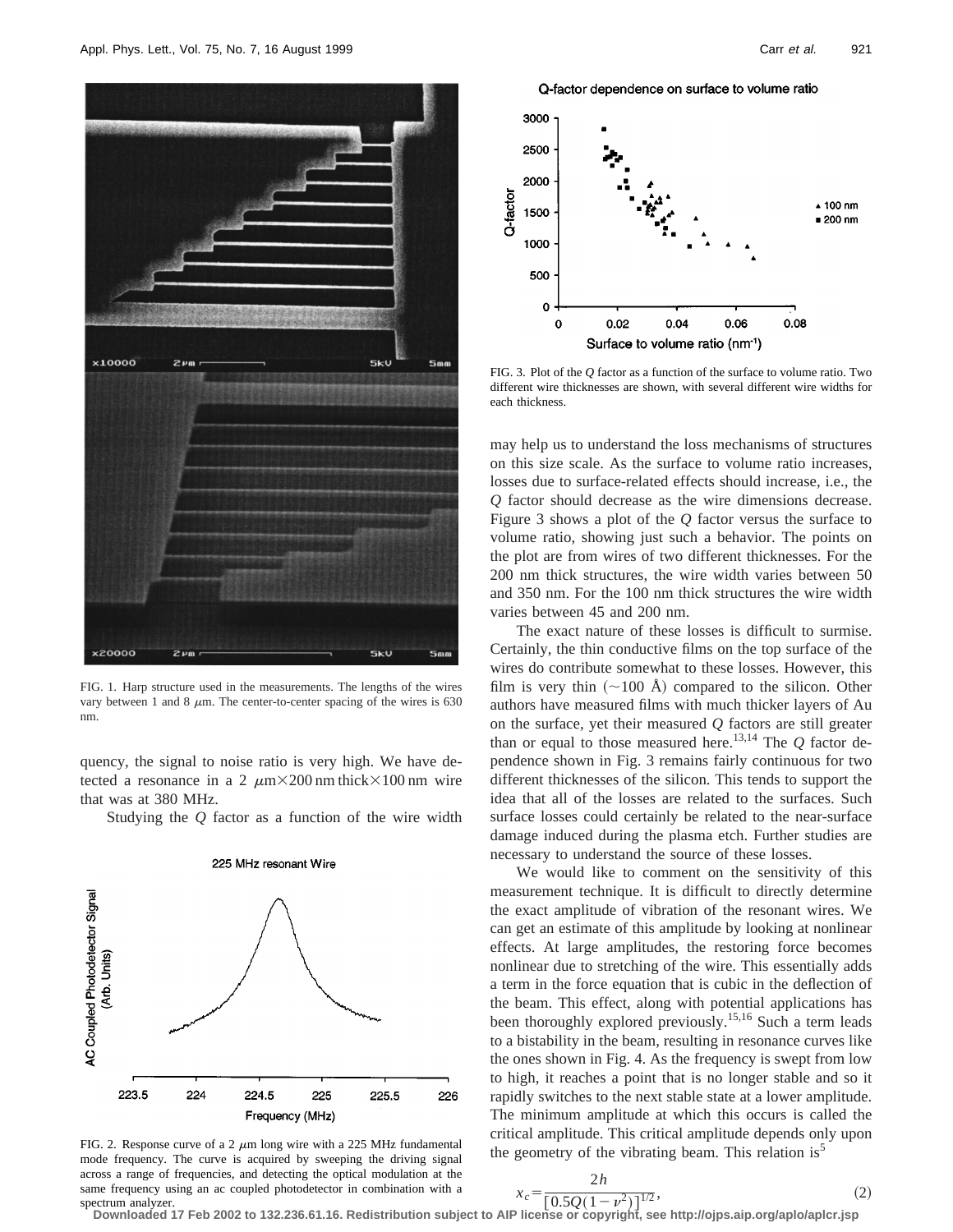FIG. 1. Harp structure used in the measurements. The lengths of the wires vary between 1 and 8 $\mu$m. The center-to-center spacing of the wires is 630 nm.

quency, the signal to noise ratio is very high. We have detected a resonance in a 2 $\mu$m$\times$200 nm thick$\times$100 nm wire that was at 380 MHz.

Studying the *Q* factor as a function of the wire width may help us to understand the loss mechanisms of structures on this size scale. As the surface to volume ratio increases, losses due to surface-related effects should increase, i.e., the *Q* factor should decrease as the wire dimensions decrease. Figure 3 shows a plot of the *Q* factor versus the surface to volume ratio, showing just such a behavior. The points on the plot are from wires of two different thicknesses. For the 200 nm thick structures, the wire width varies between 50 and 350 nm. For the 100 nm thick structures the wire width varies between 45 and 200 nm.

FIG. 2. Response curve of a 2 $\mu$m long wire with a 225 MHz fundamental mode frequency. The curve is acquired by sweeping the driving signal across a range of frequencies, and detecting the optical modulation at the same frequency using an ac coupled photodetector in combination with a spectrum analyzer.

FIG. 3. Plot of the *Q* factor as a function of the surface to volume ratio. Two different wire thicknesses are shown, with several different wire widths for each thickness.

The exact nature of these losses is difficult to surmise. Certainly, the thin conductive films on the top surface of the wires do contribute somewhat to these losses. However, this film is very thin ($\sim$100 Å) compared to the silicon. Other authors have measured films with much thicker layers of Au on the surface, yet their measured *Q* factors are still greater than or equal to those measured here.[13,14] The *Q* factor dependence shown in Fig. 3 remains fairly continuous for two different thicknesses of the silicon. This tends to support the idea that all of the losses are related to the surfaces. Such surface losses could certainly be related to the near-surface damage induced during the plasma etch. Further studies are necessary to understand the source of these losses.

We would like to comment on the sensitivity of this measurement technique. It is difficult to directly determine the exact amplitude of vibration of the resonant wires. We can get an estimate of this amplitude by looking at nonlinear effects. At large amplitudes, the restoring force becomes nonlinear due to stretching of the wire. This essentially adds a term in the force equation that is cubic in the deflection of the beam. This effect, along with potential applications has been thoroughly explored previously.[15,16] Such a term leads to a bistability in the beam, resulting in resonance curves like the ones shown in Fig. 4. As the frequency is swept from low to high, it reaches a point that is no longer stable and so it rapidly switches to the next stable state at a lower amplitude. The minimum amplitude at which this occurs is called the critical amplitude. This critical amplitude depends only upon the geometry of the vibrating beam. This relation is[5]

$$x_c = \frac{2h}{[0.5Q(1-\nu^2)]^{1/2}}, \tag{2}$$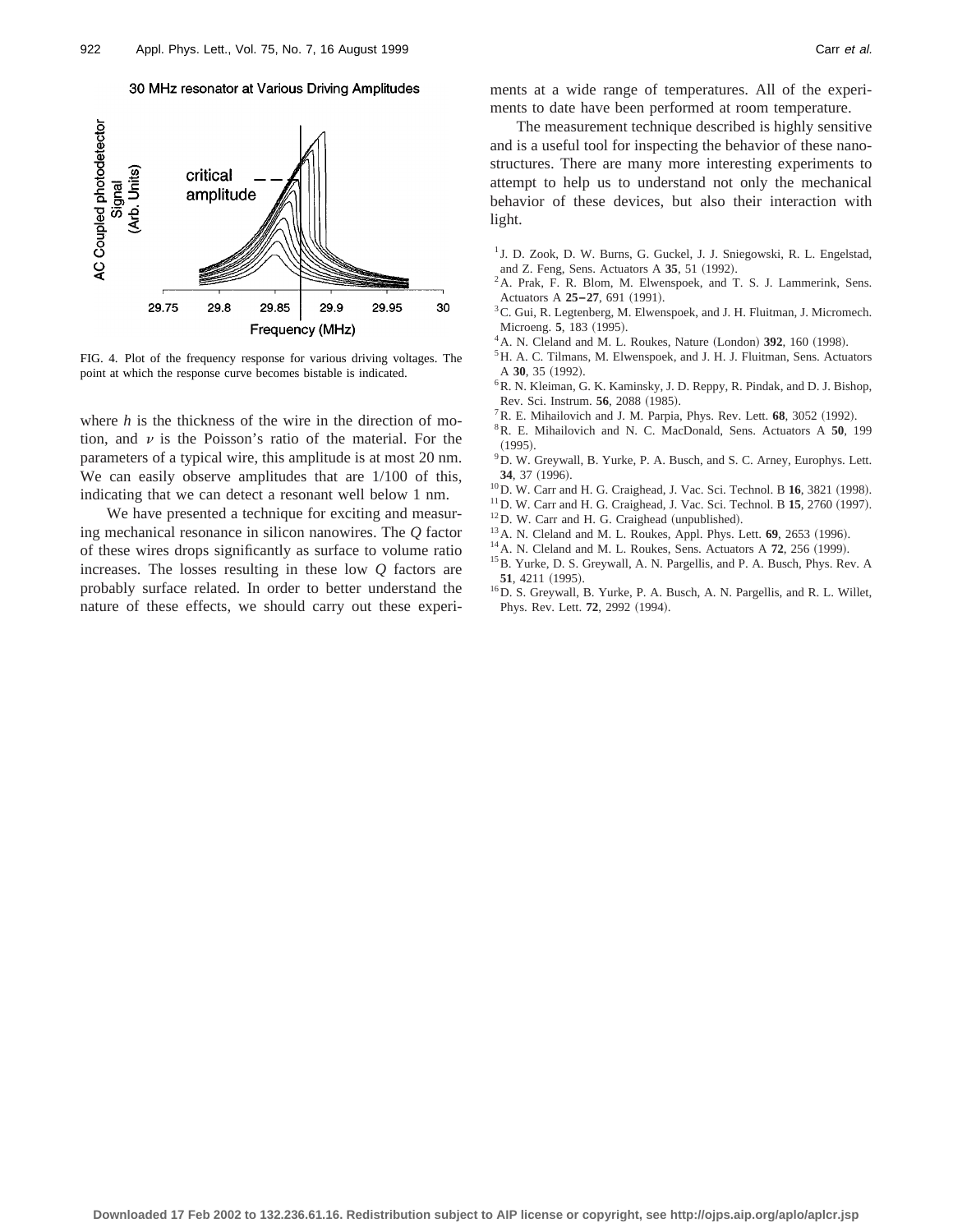30 MHz resonator at Various Driving Amplitudes

AC Coupled photodetector Signal (Arb. Units)

critical amplitude

29.75 29.8 29.85 29.9 29.95 30

Frequency (MHz)

FIG. 4. Plot of the frequency response for various driving voltages. The point at which the response curve becomes bistable is indicated.

where $h$ is the thickness of the wire in the direction of motion, and $\nu$ is the Poisson's ratio of the material. For the parameters of a typical wire, this amplitude is at most 20 nm. We can easily observe amplitudes that are 1/100 of this, indicating that we can detect a resonant well below 1 nm.

We have presented a technique for exciting and measuring mechanical resonance in silicon nanowires. The $Q$ factor of these wires drops significantly as surface to volume ratio increases. The losses resulting in these low $Q$ factors are probably surface related. In order to better understand the nature of these effects, we should carry out these experiments at a wide range of temperatures. All of the experiments to date have been performed at room temperature.

The measurement technique described is highly sensitive and is a useful tool for inspecting the behavior of these nanostructures. There are many more interesting experiments to attempt to help us to understand not only the mechanical behavior of these devices, but also their interaction with light.

[1] J. D. Zook, D. W. Burns, G. Guckel, J. J. Sniegowski, R. L. Engelstad, and Z. Feng, Sens. Actuators A **35**, 51 (1992).
[2] A. Prak, F. R. Blom, M. Elwenspoek, and T. S. J. Lammerink, Sens. Actuators A **25–27**, 691 (1991).
[3] C. Gui, R. Legtenberg, M. Elwenspoek, and J. H. Fluitman, J. Micromech. Microeng. **5**, 183 (1995).
[4] A. N. Cleland and M. L. Roukes, Nature (London) **392**, 160 (1998).
[5] H. A. C. Tilmans, M. Elwenspoek, and J. H. J. Fluitman, Sens. Actuators A **30**, 35 (1992).
[6] R. N. Kleiman, G. K. Kaminsky, J. D. Reppy, R. Pindak, and D. J. Bishop, Rev. Sci. Instrum. **56**, 2088 (1985).
[7] R. E. Mihailovich and J. M. Parpia, Phys. Rev. Lett. **68**, 3052 (1992).
[8] R. E. Mihailovich and N. C. MacDonald, Sens. Actuators A **50**, 199 (1995).
[9] D. W. Greywall, B. Yurke, P. A. Busch, and S. C. Arney, Europhys. Lett. **34**, 37 (1996).
[10] D. W. Carr and H. G. Craighead, J. Vac. Sci. Technol. B **16**, 3821 (1998).
[11] D. W. Carr and H. G. Craighead, J. Vac. Sci. Technol. B **15**, 2760 (1997).
[12] D. W. Carr and H. G. Craighead (unpublished).
[13] A. N. Cleland and M. L. Roukes, Appl. Phys. Lett. **69**, 2653 (1996).
[14] A. N. Cleland and M. L. Roukes, Sens. Actuators A **72**, 256 (1999).
[15] B. Yurke, D. S. Greywall, A. N. Pargellis, and P. A. Busch, Phys. Rev. A **51**, 4211 (1995).
[16] D. S. Greywall, B. Yurke, P. A. Busch, A. N. Pargellis, and R. L. Willet, Phys. Rev. Lett. **72**, 2992 (1994).